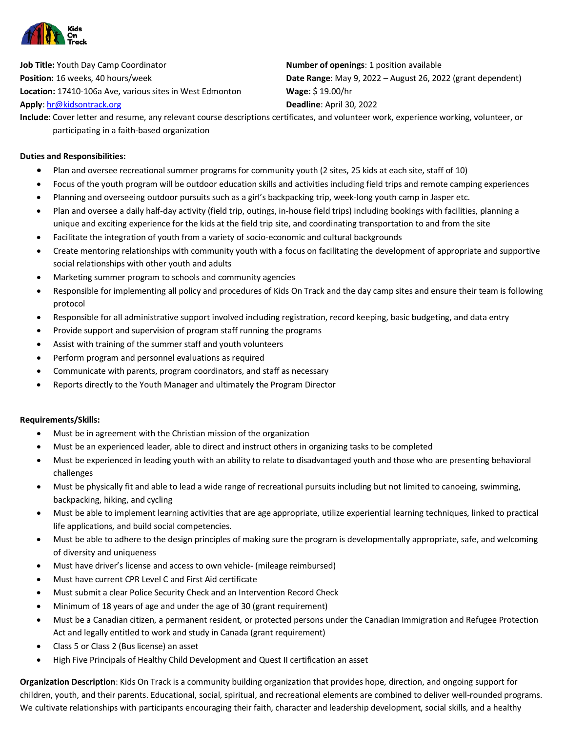Kids On Track

**Job Title:** Youth Day Camp Coordinator
**Position:** 16 weeks, 40 hours/week
**Location:** 17410-106a Ave, various sites in West Edmonton
**Apply**: hr@kidsontrack.org

**Number of openings**: 1 position available
**Date Range**: May 9, 2022 – August 26, 2022 (grant dependent)
**Wage:** $ 19.00/hr
**Deadline**: April 30, 2022

**Include**: Cover letter and resume, any relevant course descriptions certificates, and volunteer work, experience working, volunteer, or participating in a faith-based organization

**Duties and Responsibilities:**

- Plan and oversee recreational summer programs for community youth (2 sites, 25 kids at each site, staff of 10)
- Focus of the youth program will be outdoor education skills and activities including field trips and remote camping experiences
- Planning and overseeing outdoor pursuits such as a girl's backpacking trip, week-long youth camp in Jasper etc.
- Plan and oversee a daily half-day activity (field trip, outings, in-house field trips) including bookings with facilities, planning a unique and exciting experience for the kids at the field trip site, and coordinating transportation to and from the site
- Facilitate the integration of youth from a variety of socio-economic and cultural backgrounds
- Create mentoring relationships with community youth with a focus on facilitating the development of appropriate and supportive social relationships with other youth and adults
- Marketing summer program to schools and community agencies
- Responsible for implementing all policy and procedures of Kids On Track and the day camp sites and ensure their team is following protocol
- Responsible for all administrative support involved including registration, record keeping, basic budgeting, and data entry
- Provide support and supervision of program staff running the programs
- Assist with training of the summer staff and youth volunteers
- Perform program and personnel evaluations as required
- Communicate with parents, program coordinators, and staff as necessary
- Reports directly to the Youth Manager and ultimately the Program Director

**Requirements/Skills:**

- Must be in agreement with the Christian mission of the organization
- Must be an experienced leader, able to direct and instruct others in organizing tasks to be completed
- Must be experienced in leading youth with an ability to relate to disadvantaged youth and those who are presenting behavioral challenges
- Must be physically fit and able to lead a wide range of recreational pursuits including but not limited to canoeing, swimming, backpacking, hiking, and cycling
- Must be able to implement learning activities that are age appropriate, utilize experiential learning techniques, linked to practical life applications, and build social competencies.
- Must be able to adhere to the design principles of making sure the program is developmentally appropriate, safe, and welcoming of diversity and uniqueness
- Must have driver's license and access to own vehicle- (mileage reimbursed)
- Must have current CPR Level C and First Aid certificate
- Must submit a clear Police Security Check and an Intervention Record Check
- Minimum of 18 years of age and under the age of 30 (grant requirement)
- Must be a Canadian citizen, a permanent resident, or protected persons under the Canadian Immigration and Refugee Protection Act and legally entitled to work and study in Canada (grant requirement)
- Class 5 or Class 2 (Bus license) an asset
- High Five Principals of Healthy Child Development and Quest II certification an asset

**Organization Description**: Kids On Track is a community building organization that provides hope, direction, and ongoing support for children, youth, and their parents. Educational, social, spiritual, and recreational elements are combined to deliver well-rounded programs. We cultivate relationships with participants encouraging their faith, character and leadership development, social skills, and a healthy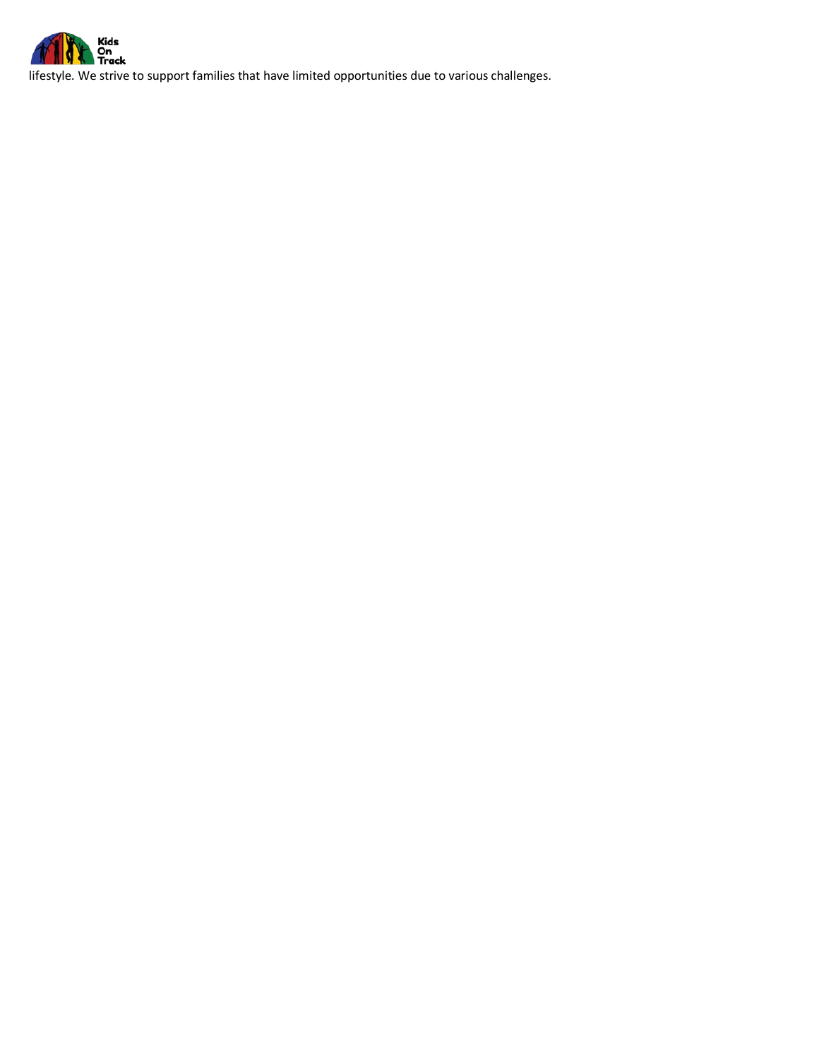lifestyle. We strive to support families that have limited opportunities due to various challenges.